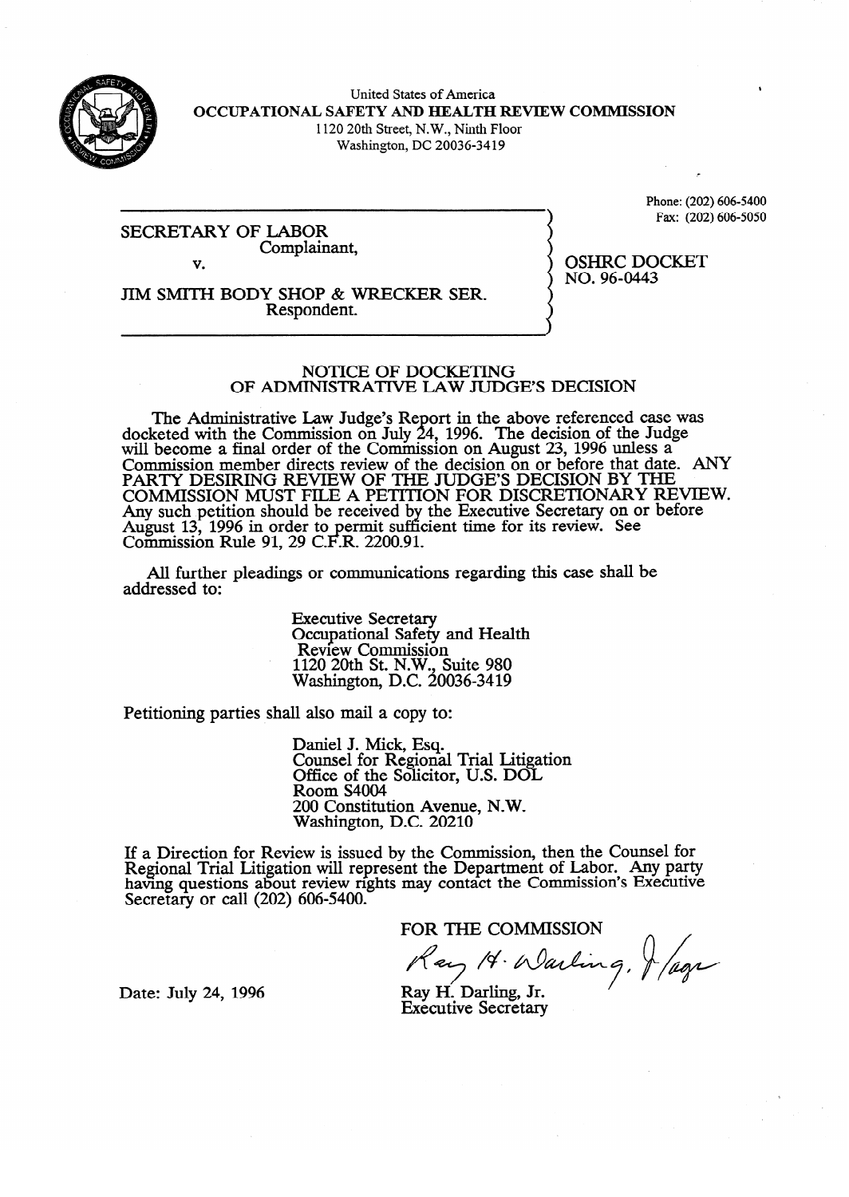United States of America
**OCCUPATIONAL SAFETY AND HEALTH REVIEW COMMISSION**
1120 20th Street, N.W., Ninth Floor
Washington, DC 20036-3419

Phone: (202) 606-5400
Fax: (202) 606-5050

SECRETARY OF LABOR
Complainant,

v.

JIM SMITH BODY SHOP & WRECKER SER.
Respondent.

OSHRC DOCKET
NO. 96-0443

## NOTICE OF DOCKETING OF ADMINISTRATIVE LAW JUDGE'S DECISION

The Administrative Law Judge's Report in the above referenced case was docketed with the Commission on July 24, 1996. The decision of the Judge will become a final order of the Commission on August 23, 1996 unless a Commission member directs review of the decision on or before that date. ANY PARTY DESIRING REVIEW OF THE JUDGE'S DECISION BY THE COMMISSION MUST FILE A PETITION FOR DISCRETIONARY REVIEW. Any such petition should be received by the Executive Secretary on or before August 13, 1996 in order to permit sufficient time for its review. See Commission Rule 91, 29 C.F.R. 2200.91.

All further pleadings or communications regarding this case shall be addressed to:

Executive Secretary
Occupational Safety and Health
Review Commission
1120 20th St. N.W., Suite 980
Washington, D.C. 20036-3419

Petitioning parties shall also mail a copy to:

Daniel J. Mick, Esq.
Counsel for Regional Trial Litigation
Office of the Solicitor, U.S. DOL
Room S4004
200 Constitution Avenue, N.W.
Washington, D.C. 20210

If a Direction for Review is issued by the Commission, then the Counsel for Regional Trial Litigation will represent the Department of Labor. Any party having questions about review rights may contact the Commission's Executive Secretary or call (202) 606-5400.

FOR THE COMMISSION

Ray H. Darling, Jr.
Executive Secretary

Date: July 24, 1996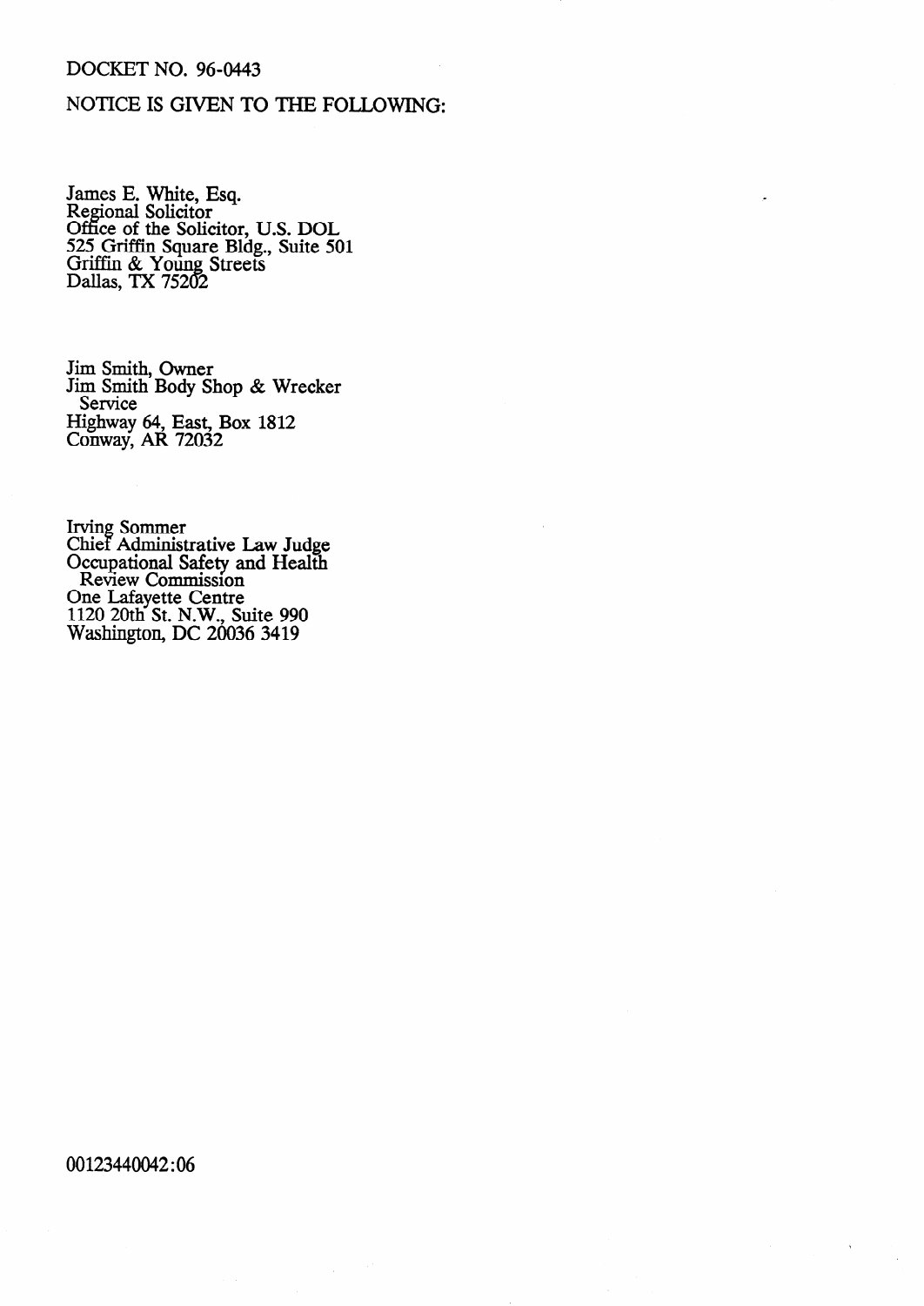DOCKET NO. 96-0443

NOTICE IS GIVEN TO THE FOLLOWING:

James E. White, Esq.
Regional Solicitor
Office of the Solicitor, U.S. DOL
525 Griffin Square Bldg., Suite 501
Griffin & Young Streets
Dallas, TX 75202

Jim Smith, Owner
Jim Smith Body Shop & Wrecker
Service
Highway 64, East, Box 1812
Conway, AR 72032

Irving Sommer
Chief Administrative Law Judge
Occupational Safety and Health
Review Commission
One Lafayette Centre
1120 20th St. N.W., Suite 990
Washington, DC 20036 3419

00123440042:06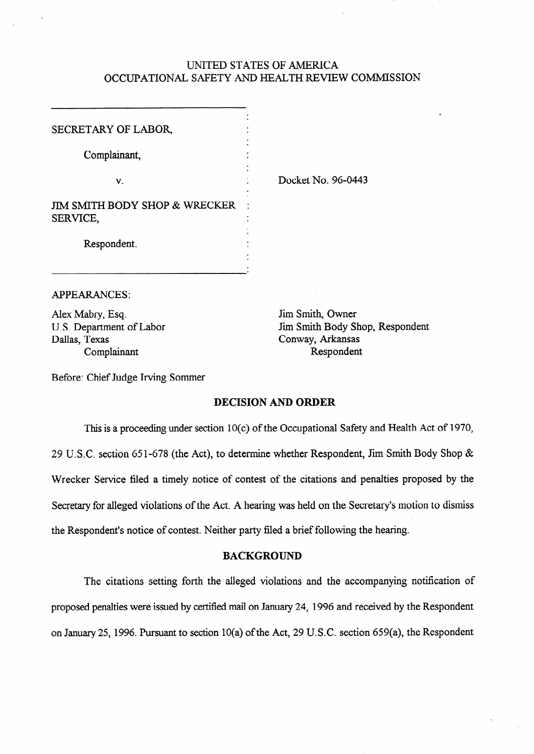UNITED STATES OF AMERICA
OCCUPATIONAL SAFETY AND HEALTH REVIEW COMMISSION

| | |
|---|---|
| SECRETARY OF LABOR,<br><br>Complainant,<br><br>v.<br><br>JIM SMITH BODY SHOP & WRECKER SERVICE,<br><br>Respondent. | Docket No. 96-0443 |

APPEARANCES:

| | |
|---|---|
| Alex Mabry, Esq.<br>U.S. Department of Labor<br>Dallas, Texas<br>Complainant | Jim Smith, Owner<br>Jim Smith Body Shop, Respondent<br>Conway, Arkansas<br>Respondent |

Before: Chief Judge Irving Sommer

## DECISION AND ORDER

This is a proceeding under section 10(c) of the Occupational Safety and Health Act of 1970, 29 U.S.C. section 651-678 (the Act), to determine whether Respondent, Jim Smith Body Shop & Wrecker Service filed a timely notice of contest of the citations and penalties proposed by the Secretary for alleged violations of the Act. A hearing was held on the Secretary's motion to dismiss the Respondent's notice of contest. Neither party filed a brief following the hearing.

## BACKGROUND

The citations setting forth the alleged violations and the accompanying notification of proposed penalties were issued by certified mail on January 24, 1996 and received by the Respondent on January 25, 1996. Pursuant to section 10(a) of the Act, 29 U.S.C. section 659(a), the Respondent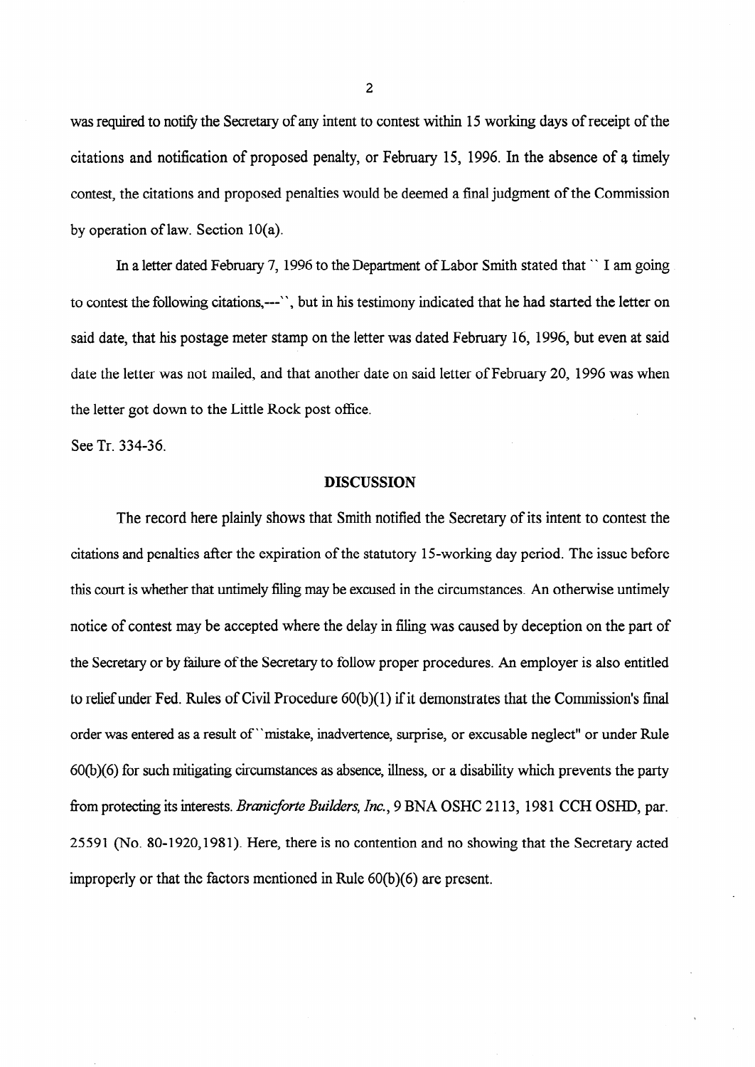was required to notify the Secretary of any intent to contest within 15 working days of receipt of the citations and notification of proposed penalty, or February 15, 1996. In the absence of a timely contest, the citations and proposed penalties would be deemed a final judgment of the Commission by operation of law. Section 10(a).

In a letter dated February 7, 1996 to the Department of Labor Smith stated that `` I am going to contest the following citations,---``, but in his testimony indicated that he had started the letter on said date, that his postage meter stamp on the letter was dated February 16, 1996, but even at said date the letter was not mailed, and that another date on said letter of February 20, 1996 was when the letter got down to the Little Rock post office.

See Tr. 334-36.

## DISCUSSION

The record here plainly shows that Smith notified the Secretary of its intent to contest the citations and penalties after the expiration of the statutory 15-working day period. The issue before this court is whether that untimely filing may be excused in the circumstances. An otherwise untimely notice of contest may be accepted where the delay in filing was caused by deception on the part of the Secretary or by failure of the Secretary to follow proper procedures. An employer is also entitled to relief under Fed. Rules of Civil Procedure 60(b)(1) if it demonstrates that the Commission's final order was entered as a result of ``mistake, inadvertence, surprise, or excusable neglect" or under Rule 60(b)(6) for such mitigating circumstances as absence, illness, or a disability which prevents the party from protecting its interests. *Branicforte Builders, Inc.*, 9 BNA OSHC 2113, 1981 CCH OSHD, par. 25591 (No. 80-1920,1981). Here, there is no contention and no showing that the Secretary acted improperly or that the factors mentioned in Rule 60(b)(6) are present.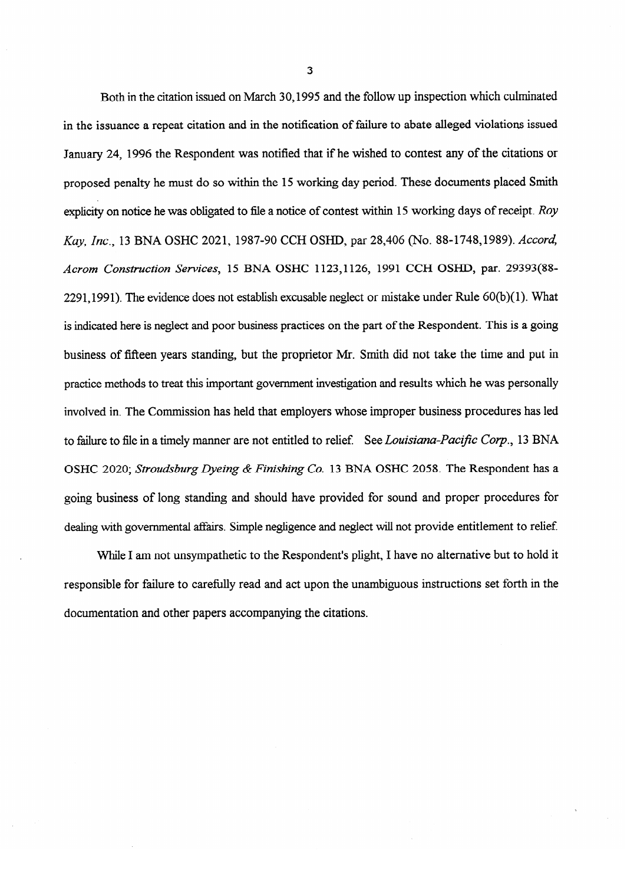Both in the citation issued on March 30,1995 and the follow up inspection which culminated in the issuance a repeat citation and in the notification of failure to abate alleged violations issued January 24, 1996 the Respondent was notified that if he wished to contest any of the citations or proposed penalty he must do so within the 15 working day period. These documents placed Smith explicity on notice he was obligated to file a notice of contest within 15 working days of receipt. *Roy Kay, Inc.*, 13 BNA OSHC 2021, 1987-90 CCH OSHD, par 28,406 (No. 88-1748,1989). *Accord, Acrom Construction Services*, 15 BNA OSHC 1123,1126, 1991 CCH OSHD, par. 29393(88-2291,1991). The evidence does not establish excusable neglect or mistake under Rule 60(b)(1). What is indicated here is neglect and poor business practices on the part of the Respondent. This is a going business of fifteen years standing, but the proprietor Mr. Smith did not take the time and put in practice methods to treat this important government investigation and results which he was personally involved in. The Commission has held that employers whose improper business procedures has led to failure to file in a timely manner are not entitled to relief. See *Louisiana-Pacific Corp.*, 13 BNA OSHC 2020; *Stroudsburg Dyeing & Finishing Co.* 13 BNA OSHC 2058. The Respondent has a going business of long standing and should have provided for sound and proper procedures for dealing with governmental affairs. Simple negligence and neglect will not provide entitlement to relief.

While I am not unsympathetic to the Respondent's plight, I have no alternative but to hold it responsible for failure to carefully read and act upon the unambiguous instructions set forth in the documentation and other papers accompanying the citations.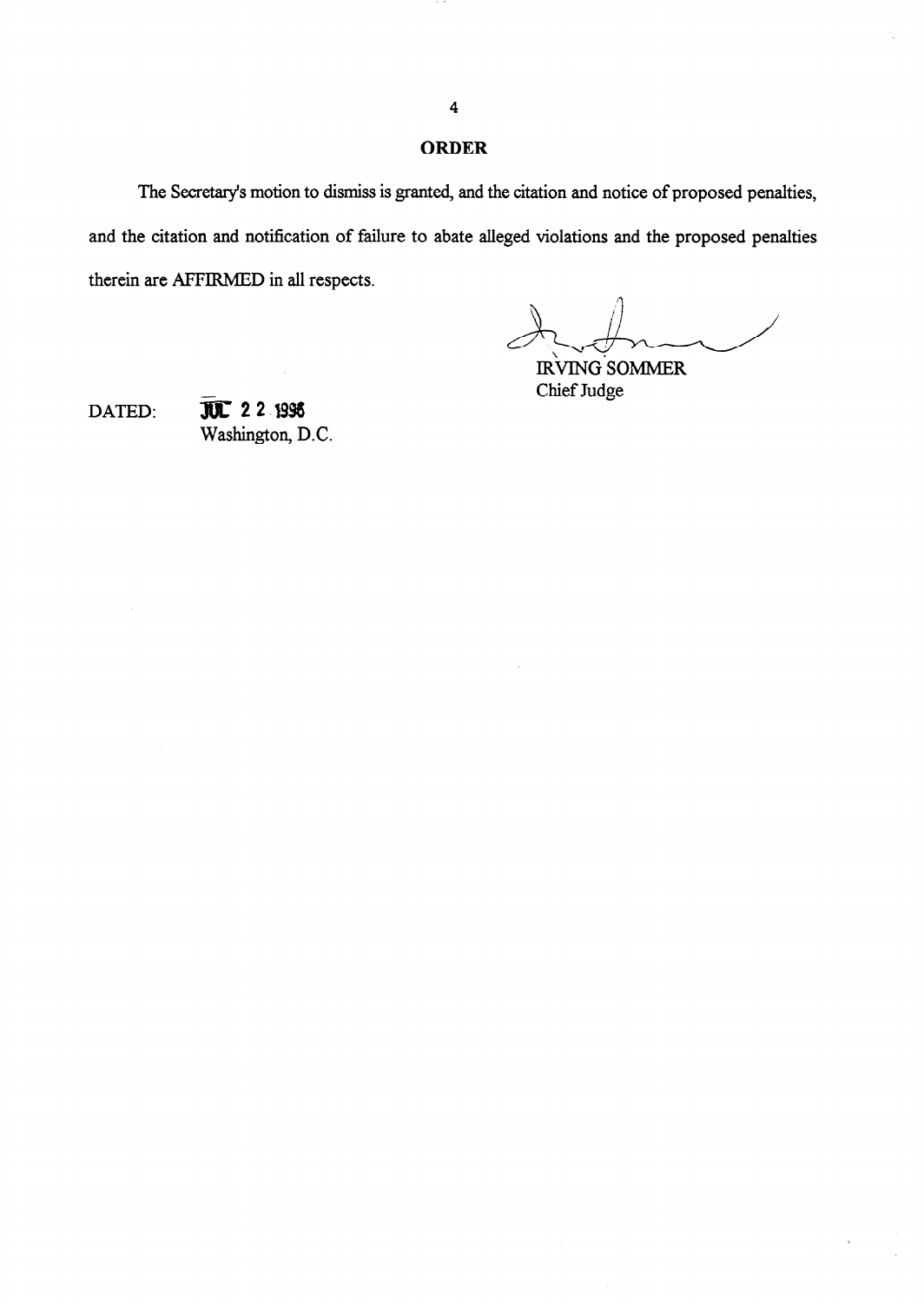## ORDER

The Secretary's motion to dismiss is granted, and the citation and notice of proposed penalties, and the citation and notification of failure to abate alleged violations and the proposed penalties therein are AFFIRMED in all respects.

IRVING SOMMER
Chief Judge

DATED: JUL 22 1996
Washington, D.C.